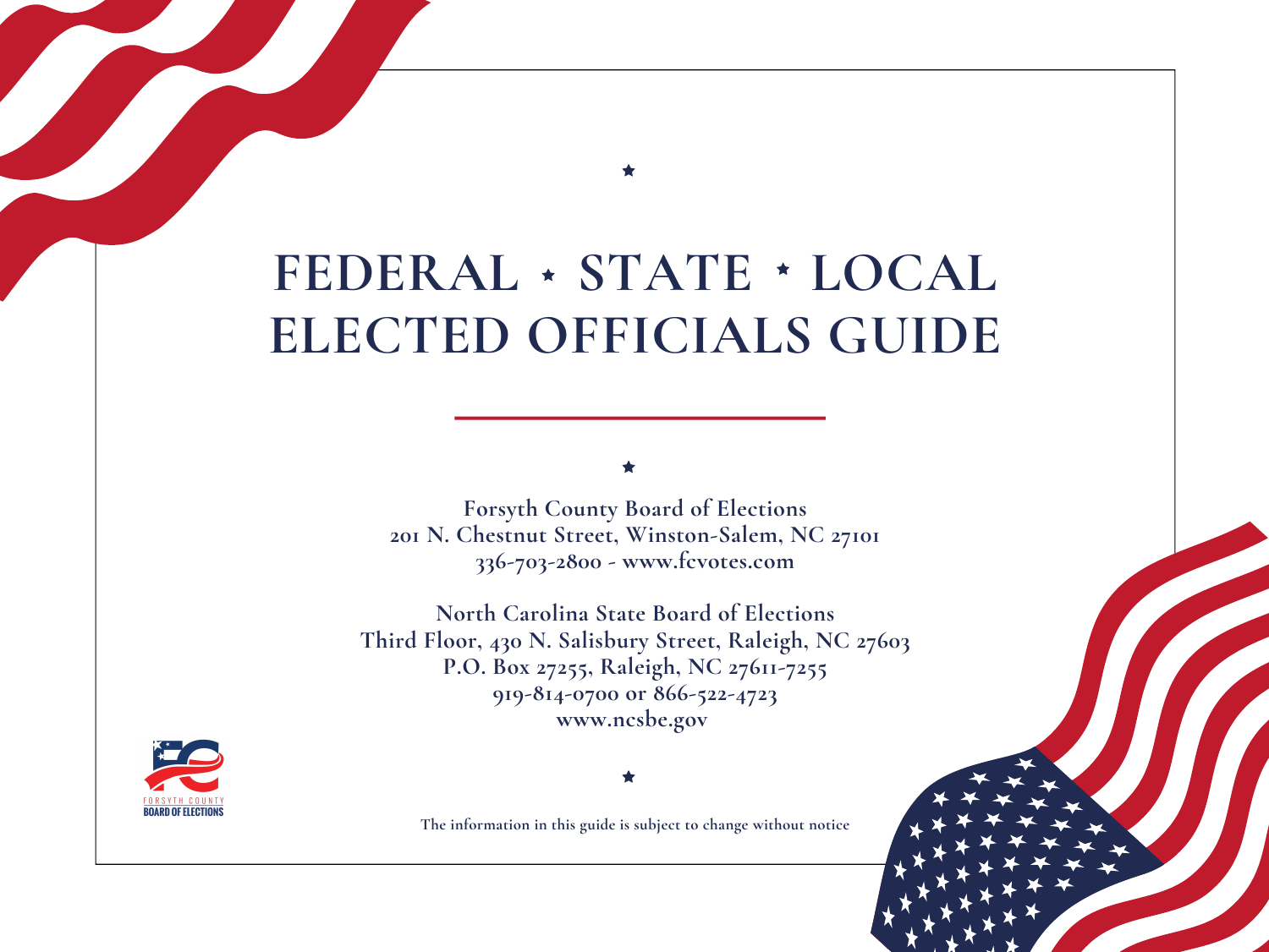# FEDERAL ⋆ STATE ⋆ LOCAL ELECTED OFFICIALS GUIDE

**Forsyth County Board of Elections**
**201 N. Chestnut Street, Winston-Salem, NC 27101**
**336-703-2800 - www.fcvotes.com**

**North Carolina State Board of Elections**
**Third Floor, 430 N. Salisbury Street, Raleigh, NC 27603**
**P.O. Box 27255, Raleigh, NC 27611-7255**
**919-814-0700 or 866-522-4723**
**www.ncsbe.gov**

FORSYTH COUNTY
BOARD OF ELECTIONS

**The information in this guide is subject to change without notice**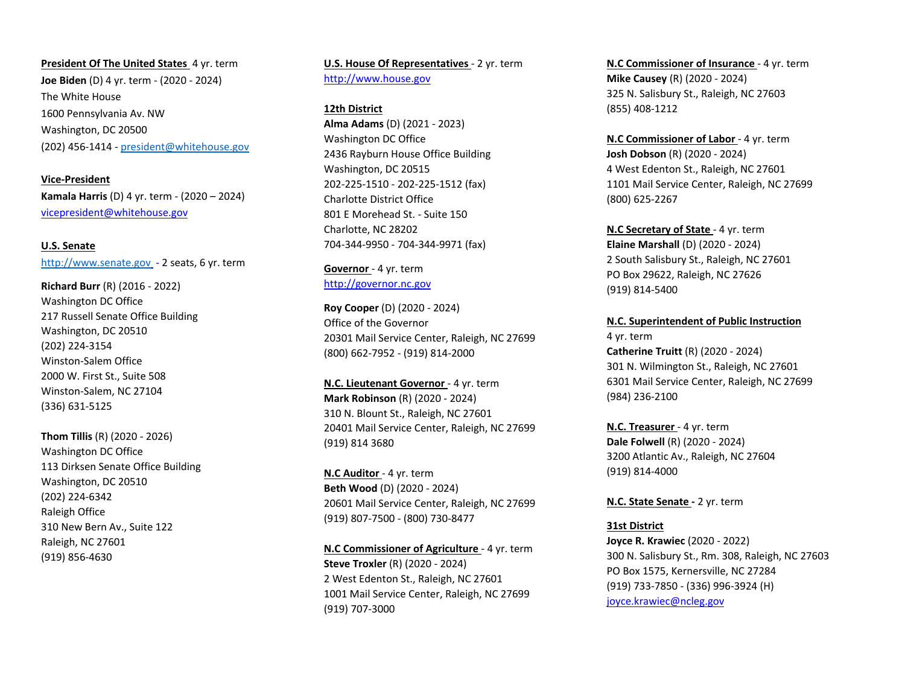**President Of The United States** 4 yr. term

**Joe Biden** (D) 4 yr. term - (2020 - 2024)
The White House
1600 Pennsylvania Av. NW
Washington, DC 20500
(202) 456-1414 - president@whitehouse.gov

**Vice-President**

**Kamala Harris** (D) 4 yr. term - (2020 – 2024)
vicepresident@whitehouse.gov

**U.S. Senate**

http://www.senate.gov - 2 seats, 6 yr. term

**Richard Burr** (R) (2016 - 2022)
Washington DC Office
217 Russell Senate Office Building
Washington, DC 20510
(202) 224-3154
Winston-Salem Office
2000 W. First St., Suite 508
Winston-Salem, NC 27104
(336) 631-5125

**Thom Tillis** (R) (2020 - 2026)
Washington DC Office
113 Dirksen Senate Office Building
Washington, DC 20510
(202) 224-6342
Raleigh Office
310 New Bern Av., Suite 122
Raleigh, NC 27601
(919) 856-4630

**U.S. House Of Representatives** - 2 yr. term
http://www.house.gov

**12th District**

**Alma Adams** (D) (2021 - 2023)
Washington DC Office
2436 Rayburn House Office Building
Washington, DC 20515
202-225-1510 - 202-225-1512 (fax)
Charlotte District Office
801 E Morehead St. - Suite 150
Charlotte, NC 28202
704-344-9950 - 704-344-9971 (fax)

**Governor** - 4 yr. term
http://governor.nc.gov

**Roy Cooper** (D) (2020 - 2024)
Office of the Governor
20301 Mail Service Center, Raleigh, NC 27699
(800) 662-7952 - (919) 814-2000

**N.C. Lieutenant Governor** - 4 yr. term

**Mark Robinson** (R) (2020 - 2024)
310 N. Blount St., Raleigh, NC 27601
20401 Mail Service Center, Raleigh, NC 27699
(919) 814 3680

**N.C Auditor** - 4 yr. term

**Beth Wood** (D) (2020 - 2024)
20601 Mail Service Center, Raleigh, NC 27699
(919) 807-7500 - (800) 730-8477

**N.C Commissioner of Agriculture** - 4 yr. term

**Steve Troxler** (R) (2020 - 2024)
2 West Edenton St., Raleigh, NC 27601
1001 Mail Service Center, Raleigh, NC 27699
(919) 707-3000

**N.C Commissioner of Insurance** - 4 yr. term

**Mike Causey** (R) (2020 - 2024)
325 N. Salisbury St., Raleigh, NC 27603
(855) 408-1212

**N.C Commissioner of Labor** - 4 yr. term

**Josh Dobson** (R) (2020 - 2024)
4 West Edenton St., Raleigh, NC 27601
1101 Mail Service Center, Raleigh, NC 27699
(800) 625-2267

**N.C Secretary of State** - 4 yr. term

**Elaine Marshall** (D) (2020 - 2024)
2 South Salisbury St., Raleigh, NC 27601
PO Box 29622, Raleigh, NC 27626
(919) 814-5400

**N.C. Superintendent of Public Instruction**
4 yr. term

**Catherine Truitt** (R) (2020 - 2024)
301 N. Wilmington St., Raleigh, NC 27601
6301 Mail Service Center, Raleigh, NC 27699
(984) 236-2100

**N.C. Treasurer** - 4 yr. term

**Dale Folwell** (R) (2020 - 2024)
3200 Atlantic Av., Raleigh, NC 27604
(919) 814-4000

**N.C. State Senate -** 2 yr. term

**31st District**

**Joyce R. Krawiec** (2020 - 2022)
300 N. Salisbury St., Rm. 308, Raleigh, NC 27603
PO Box 1575, Kernersville, NC 27284
(919) 733-7850 - (336) 996-3924 (H)
joyce.krawiec@ncleg.gov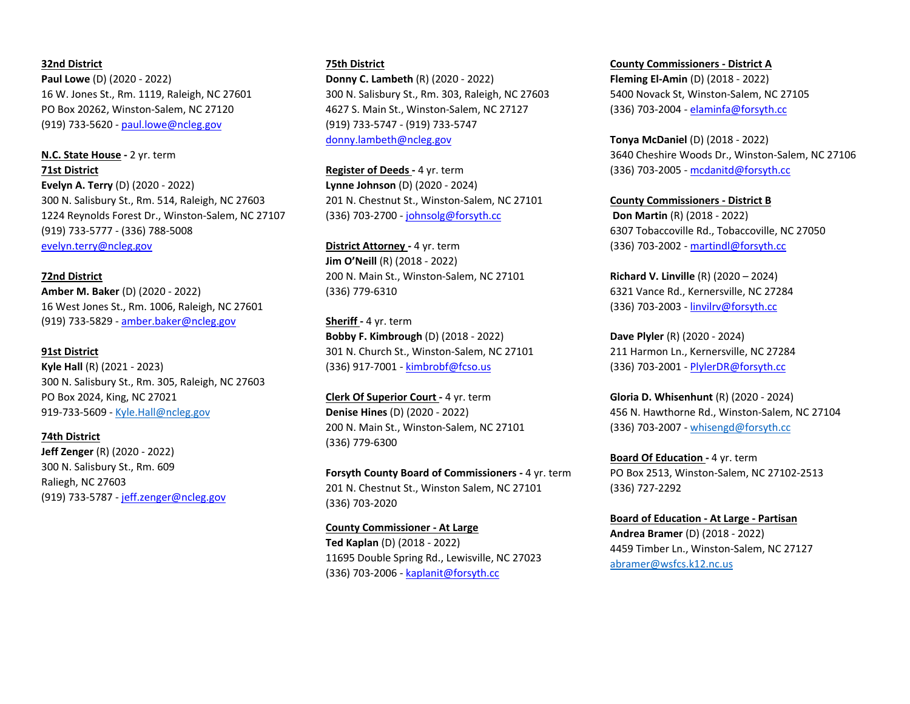**32nd District**
**Paul Lowe** (D) (2020 - 2022)
16 W. Jones St., Rm. 1119, Raleigh, NC 27601
PO Box 20262, Winston-Salem, NC 27120
(919) 733-5620 - paul.lowe@ncleg.gov

**N.C. State House -** 2 yr. term
**71st District**
**Evelyn A. Terry** (D) (2020 - 2022)
300 N. Salisbury St., Rm. 514, Raleigh, NC 27603
1224 Reynolds Forest Dr., Winston-Salem, NC 27107
(919) 733-5777 - (336) 788-5008
evelyn.terry@ncleg.gov

**72nd District**
**Amber M. Baker** (D) (2020 - 2022)
16 West Jones St., Rm. 1006, Raleigh, NC 27601
(919) 733-5829 - amber.baker@ncleg.gov

**91st District**
**Kyle Hall** (R) (2021 - 2023)
300 N. Salisbury St., Rm. 305, Raleigh, NC 27603
PO Box 2024, King, NC 27021
919-733-5609 - Kyle.Hall@ncleg.gov

**74th District**
**Jeff Zenger** (R) (2020 - 2022)
300 N. Salisbury St., Rm. 609
Raliegh, NC 27603
(919) 733-5787 - jeff.zenger@ncleg.gov

**75th District**
**Donny C. Lambeth** (R) (2020 - 2022)
300 N. Salisbury St., Rm. 303, Raleigh, NC 27603
4627 S. Main St., Winston-Salem, NC 27127
(919) 733-5747 - (919) 733-5747
donny.lambeth@ncleg.gov

**Register of Deeds -** 4 yr. term
**Lynne Johnson** (D) (2020 - 2024)
201 N. Chestnut St., Winston-Salem, NC 27101
(336) 703-2700 - johnsolg@forsyth.cc

**District Attorney -** 4 yr. term
**Jim O'Neill** (R) (2018 - 2022)
200 N. Main St., Winston-Salem, NC 27101
(336) 779-6310

**Sheriff -** 4 yr. term
**Bobby F. Kimbrough** (D) (2018 - 2022)
301 N. Church St., Winston-Salem, NC 27101
(336) 917-7001 - kimbrobf@fcso.us

**Clerk Of Superior Court -** 4 yr. term
**Denise Hines** (D) (2020 - 2022)
200 N. Main St., Winston-Salem, NC 27101
(336) 779-6300

**Forsyth County Board of Commissioners -** 4 yr. term
201 N. Chestnut St., Winston Salem, NC 27101
(336) 703-2020

**County Commissioner - At Large**
**Ted Kaplan** (D) (2018 - 2022)
11695 Double Spring Rd., Lewisville, NC 27023
(336) 703-2006 - kaplanit@forsyth.cc

**County Commissioners - District A**
**Fleming El-Amin** (D) (2018 - 2022)
5400 Novack St, Winston-Salem, NC 27105
(336) 703-2004 - elaminfa@forsyth.cc

**Tonya McDaniel** (D) (2018 - 2022)
3640 Cheshire Woods Dr., Winston-Salem, NC 27106
(336) 703-2005 - mcdanitd@forsyth.cc

**County Commissioners - District B**
**Don Martin** (R) (2018 - 2022)
6307 Tobaccoville Rd., Tobaccoville, NC 27050
(336) 703-2002 - martindl@forsyth.cc

**Richard V. Linville** (R) (2020 – 2024)
6321 Vance Rd., Kernersville, NC 27284
(336) 703-2003 - linvilrv@forsyth.cc

**Dave Plyler** (R) (2020 - 2024)
211 Harmon Ln., Kernersville, NC 27284
(336) 703-2001 - PlylerDR@forsyth.cc

**Gloria D. Whisenhunt** (R) (2020 - 2024)
456 N. Hawthorne Rd., Winston-Salem, NC 27104
(336) 703-2007 - whisengd@forsyth.cc

**Board Of Education -** 4 yr. term
PO Box 2513, Winston-Salem, NC 27102-2513
(336) 727-2292

**Board of Education - At Large - Partisan**
**Andrea Bramer** (D) (2018 - 2022)
4459 Timber Ln., Winston-Salem, NC 27127
abramer@wsfcs.k12.nc.us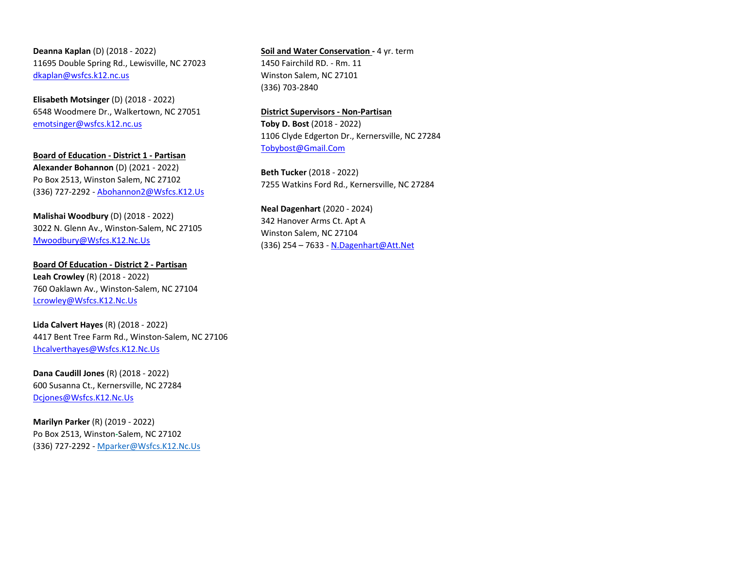**Deanna Kaplan** (D) (2018 - 2022)
11695 Double Spring Rd., Lewisville, NC 27023
dkaplan@wsfcs.k12.nc.us

**Elisabeth Motsinger** (D) (2018 - 2022)
6548 Woodmere Dr., Walkertown, NC 27051
emotsinger@wsfcs.k12.nc.us

**Board of Education - District 1 - Partisan**

**Alexander Bohannon** (D) (2021 - 2022)
Po Box 2513, Winston Salem, NC 27102
(336) 727-2292 - Abohannon2@Wsfcs.K12.Us

**Malishai Woodbury** (D) (2018 - 2022)
3022 N. Glenn Av., Winston-Salem, NC 27105
Mwoodbury@Wsfcs.K12.Nc.Us

**Board Of Education - District 2 - Partisan**

**Leah Crowley** (R) (2018 - 2022)
760 Oaklawn Av., Winston-Salem, NC 27104
Lcrowley@Wsfcs.K12.Nc.Us

**Lida Calvert Hayes** (R) (2018 - 2022)
4417 Bent Tree Farm Rd., Winston-Salem, NC 27106
Lhcalverthayes@Wsfcs.K12.Nc.Us

**Dana Caudill Jones** (R) (2018 - 2022)
600 Susanna Ct., Kernersville, NC 27284
Dcjones@Wsfcs.K12.Nc.Us

**Marilyn Parker** (R) (2019 - 2022)
Po Box 2513, Winston-Salem, NC 27102
(336) 727-2292 - Mparker@Wsfcs.K12.Nc.Us

**Soil and Water Conservation -** 4 yr. term
1450 Fairchild RD. - Rm. 11
Winston Salem, NC 27101
(336) 703-2840

**District Supervisors - Non-Partisan**

**Toby D. Bost** (2018 - 2022)
1106 Clyde Edgerton Dr., Kernersville, NC 27284
Tobybost@Gmail.Com

**Beth Tucker** (2018 - 2022)
7255 Watkins Ford Rd., Kernersville, NC 27284

**Neal Dagenhart** (2020 - 2024)
342 Hanover Arms Ct. Apt A
Winston Salem, NC 27104
(336) 254 – 7633 - N.Dagenhart@Att.Net